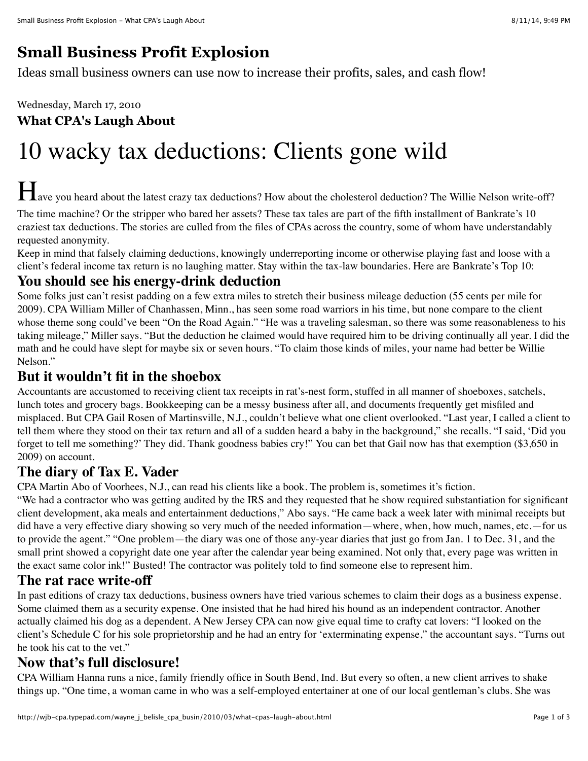# Small Business Profit Explosion

Ideas small business owners can use now to increase their profits, sales, and cash flow!

Wednesday, March 17, 2010

### What CPA's Laugh About

# 10 wacky tax deductions: Clients gone wild

Have you heard about the latest crazy tax deductions? How about the cholesterol deduction? The Willie Nelson write-off? The time machine? Or the stripper who bared her assets? These tax tales are part of the fifth installment of Bankrate's 10 craziest tax deductions. The stories are culled from the files of CPAs across the country, some of whom have understandably requested anonymity.

Keep in mind that falsely claiming deductions, knowingly underreporting income or otherwise playing fast and loose with a client's federal income tax return is no laughing matter. Stay within the tax-law boundaries. Here are Bankrate's Top 10:

## You should see his energy-drink deduction

Some folks just can't resist padding on a few extra miles to stretch their business mileage deduction (55 cents per mile for 2009). CPA William Miller of Chanhassen, Minn., has seen some road warriors in his time, but none compare to the client whose theme song could've been "On the Road Again." "He was a traveling salesman, so there was some reasonableness to his taking mileage," Miller says. "But the deduction he claimed would have required him to be driving continually all year. I did the math and he could have slept for maybe six or seven hours. "To claim those kinds of miles, your name had better be Willie Nelson."

## But it wouldn't fit in the shoebox

Accountants are accustomed to receiving client tax receipts in rat's-nest form, stuffed in all manner of shoeboxes, satchels, lunch totes and grocery bags. Bookkeeping can be a messy business after all, and documents frequently get misfiled and misplaced. But CPA Gail Rosen of Martinsville, N.J., couldn't believe what one client overlooked. "Last year, I called a client to tell them where they stood on their tax return and all of a sudden heard a baby in the background," she recalls. "I said, 'Did you forget to tell me something?' They did. Thank goodness babies cry!" You can bet that Gail now has that exemption ($3,650 in 2009) on account.

## The diary of Tax E. Vader

CPA Martin Abo of Voorhees, N.J., can read his clients like a book. The problem is, sometimes it's fiction.

"We had a contractor who was getting audited by the IRS and they requested that he show required substantiation for significant client development, aka meals and entertainment deductions," Abo says. "He came back a week later with minimal receipts but did have a very effective diary showing so very much of the needed information—where, when, how much, names, etc.—for us to provide the agent." "One problem—the diary was one of those any-year diaries that just go from Jan. 1 to Dec. 31, and the small print showed a copyright date one year after the calendar year being examined. Not only that, every page was written in the exact same color ink!" Busted! The contractor was politely told to find someone else to represent him.

## The rat race write-off

In past editions of crazy tax deductions, business owners have tried various schemes to claim their dogs as a business expense. Some claimed them as a security expense. One insisted that he had hired his hound as an independent contractor. Another actually claimed his dog as a dependent. A New Jersey CPA can now give equal time to crafty cat lovers: "I looked on the client's Schedule C for his sole proprietorship and he had an entry for 'exterminating expense," the accountant says. "Turns out he took his cat to the vet."

## Now that's full disclosure!

CPA William Hanna runs a nice, family friendly office in South Bend, Ind. But every so often, a new client arrives to shake things up. "One time, a woman came in who was a self-employed entertainer at one of our local gentleman's clubs. She was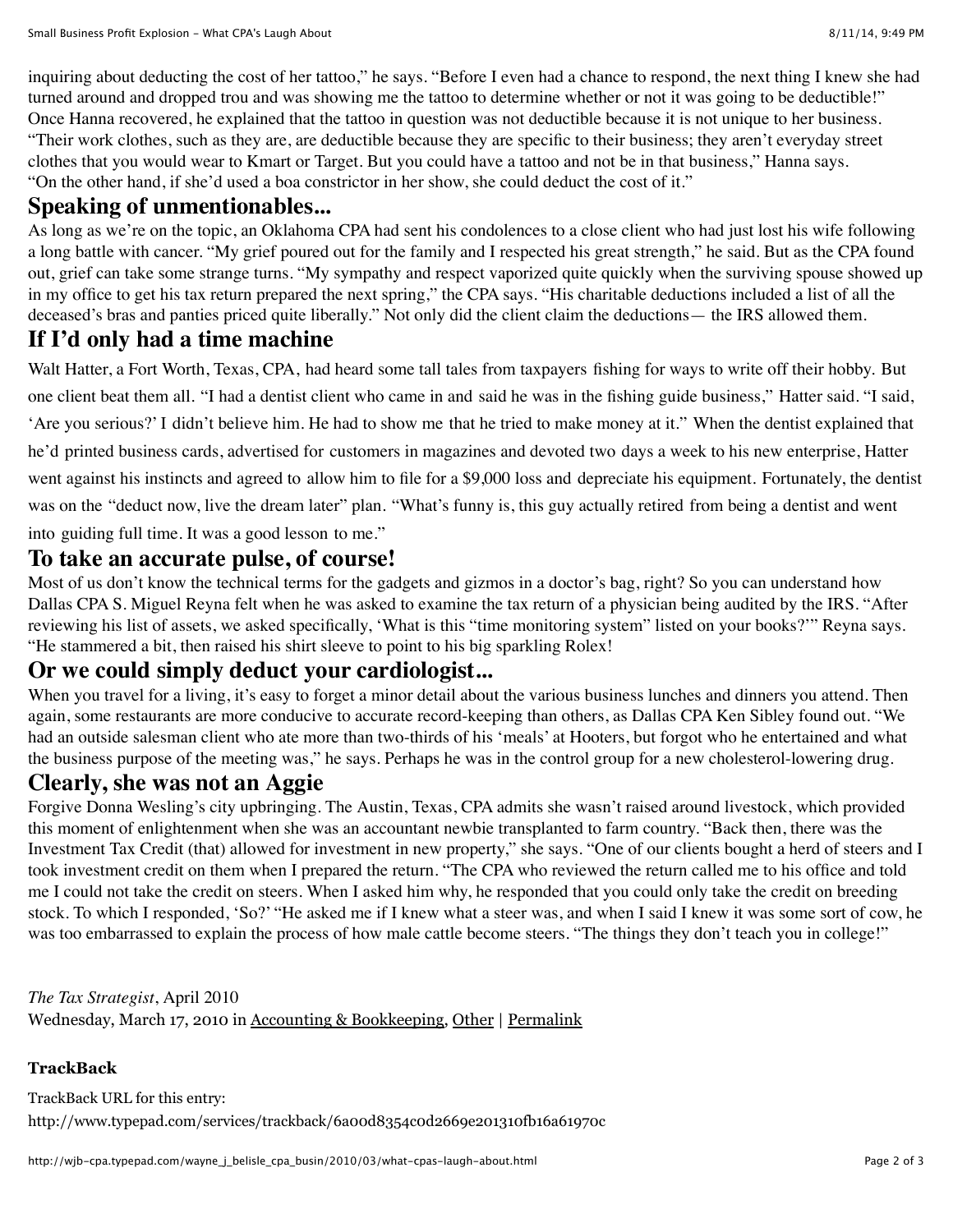inquiring about deducting the cost of her tattoo," he says. "Before I even had a chance to respond, the next thing I knew she had turned around and dropped trou and was showing me the tattoo to determine whether or not it was going to be deductible!" Once Hanna recovered, he explained that the tattoo in question was not deductible because it is not unique to her business. "Their work clothes, such as they are, are deductible because they are specific to their business; they aren't everyday street clothes that you would wear to Kmart or Target. But you could have a tattoo and not be in that business," Hanna says. "On the other hand, if she'd used a boa constrictor in her show, she could deduct the cost of it."

## Speaking of unmentionables...

As long as we're on the topic, an Oklahoma CPA had sent his condolences to a close client who had just lost his wife following a long battle with cancer. "My grief poured out for the family and I respected his great strength," he said. But as the CPA found out, grief can take some strange turns. "My sympathy and respect vaporized quite quickly when the surviving spouse showed up in my office to get his tax return prepared the next spring," the CPA says. "His charitable deductions included a list of all the deceased's bras and panties priced quite liberally." Not only did the client claim the deductions— the IRS allowed them.

## If I'd only had a time machine

Walt Hatter, a Fort Worth, Texas, CPA, had heard some tall tales from taxpayers fishing for ways to write off their hobby. But one client beat them all. "I had a dentist client who came in and said he was in the fishing guide business," Hatter said. "I said, 'Are you serious?' I didn't believe him. He had to show me that he tried to make money at it." When the dentist explained that he'd printed business cards, advertised for customers in magazines and devoted two days a week to his new enterprise, Hatter went against his instincts and agreed to allow him to file for a $9,000 loss and depreciate his equipment. Fortunately, the dentist was on the "deduct now, live the dream later" plan. "What's funny is, this guy actually retired from being a dentist and went into guiding full time. It was a good lesson to me."

## To take an accurate pulse, of course!

Most of us don't know the technical terms for the gadgets and gizmos in a doctor's bag, right? So you can understand how Dallas CPA S. Miguel Reyna felt when he was asked to examine the tax return of a physician being audited by the IRS. "After reviewing his list of assets, we asked specifically, 'What is this "time monitoring system" listed on your books?'" Reyna says. "He stammered a bit, then raised his shirt sleeve to point to his big sparkling Rolex!

## Or we could simply deduct your cardiologist...

When you travel for a living, it's easy to forget a minor detail about the various business lunches and dinners you attend. Then again, some restaurants are more conducive to accurate record-keeping than others, as Dallas CPA Ken Sibley found out. "We had an outside salesman client who ate more than two-thirds of his 'meals' at Hooters, but forgot who he entertained and what the business purpose of the meeting was," he says. Perhaps he was in the control group for a new cholesterol-lowering drug.

## Clearly, she was not an Aggie

Forgive Donna Wesling's city upbringing. The Austin, Texas, CPA admits she wasn't raised around livestock, which provided this moment of enlightenment when she was an accountant newbie transplanted to farm country. "Back then, there was the Investment Tax Credit (that) allowed for investment in new property," she says. "One of our clients bought a herd of steers and I took investment credit on them when I prepared the return. "The CPA who reviewed the return called me to his office and told me I could not take the credit on steers. When I asked him why, he responded that you could only take the credit on breeding stock. To which I responded, 'So?' "He asked me if I knew what a steer was, and when I said I knew it was some sort of cow, he was too embarrassed to explain the process of how male cattle become steers. "The things they don't teach you in college!"

*The Tax Strategist*, April 2010
Wednesday, March 17, 2010 in Accounting & Bookkeeping, Other | Permalink

### TrackBack

TrackBack URL for this entry:
http://www.typepad.com/services/trackback/6a00d8354c0d2669e201310fb16a61970c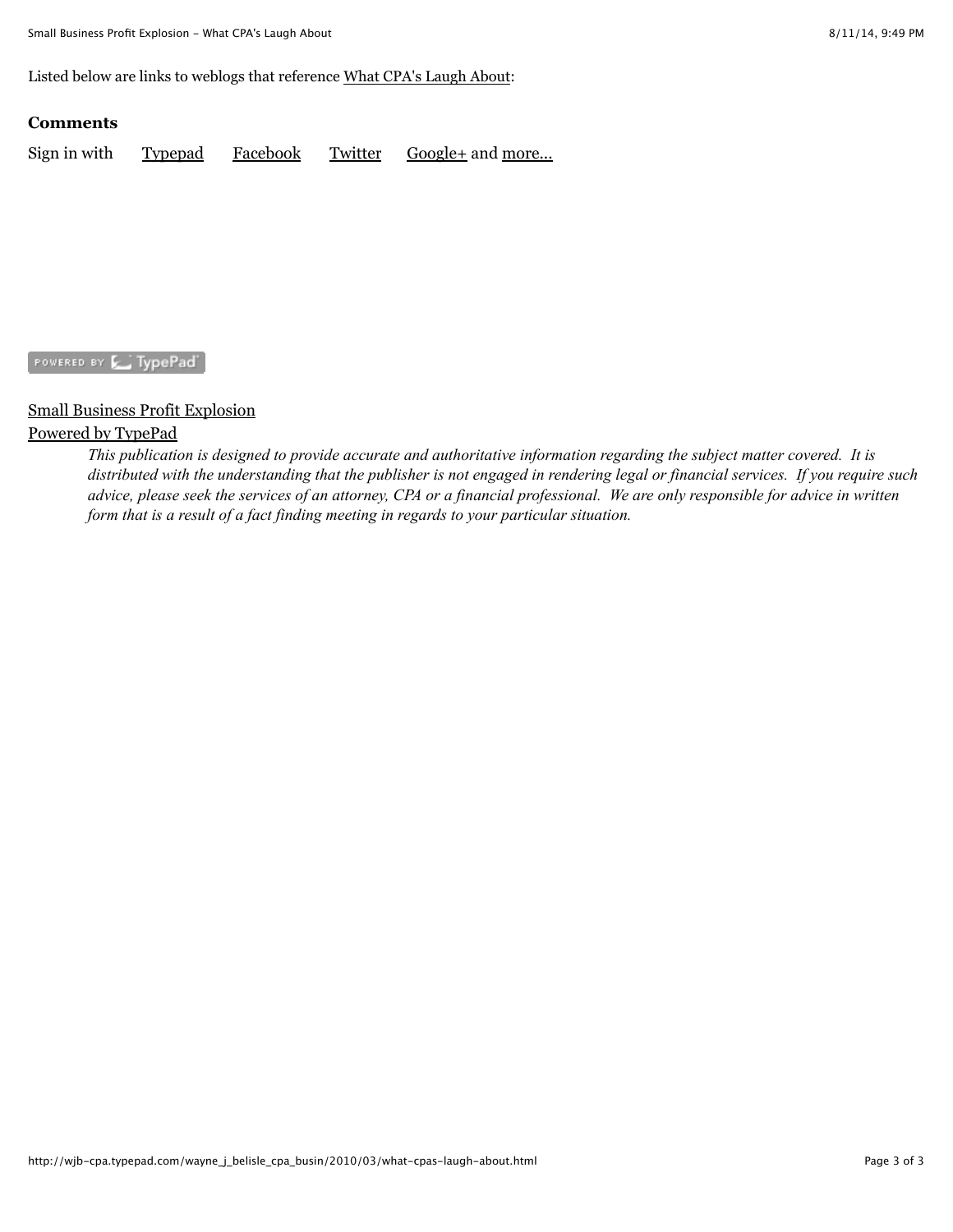Listed below are links to weblogs that reference What CPA's Laugh About:

**Comments**

Sign in with Typepad Facebook Twitter Google+ and more...

POWERED BY TypePad

Small Business Profit Explosion

Powered by TypePad

> *This publication is designed to provide accurate and authoritative information regarding the subject matter covered. It is distributed with the understanding that the publisher is not engaged in rendering legal or financial services. If you require such advice, please seek the services of an attorney, CPA or a financial professional. We are only responsible for advice in written form that is a result of a fact finding meeting in regards to your particular situation.*